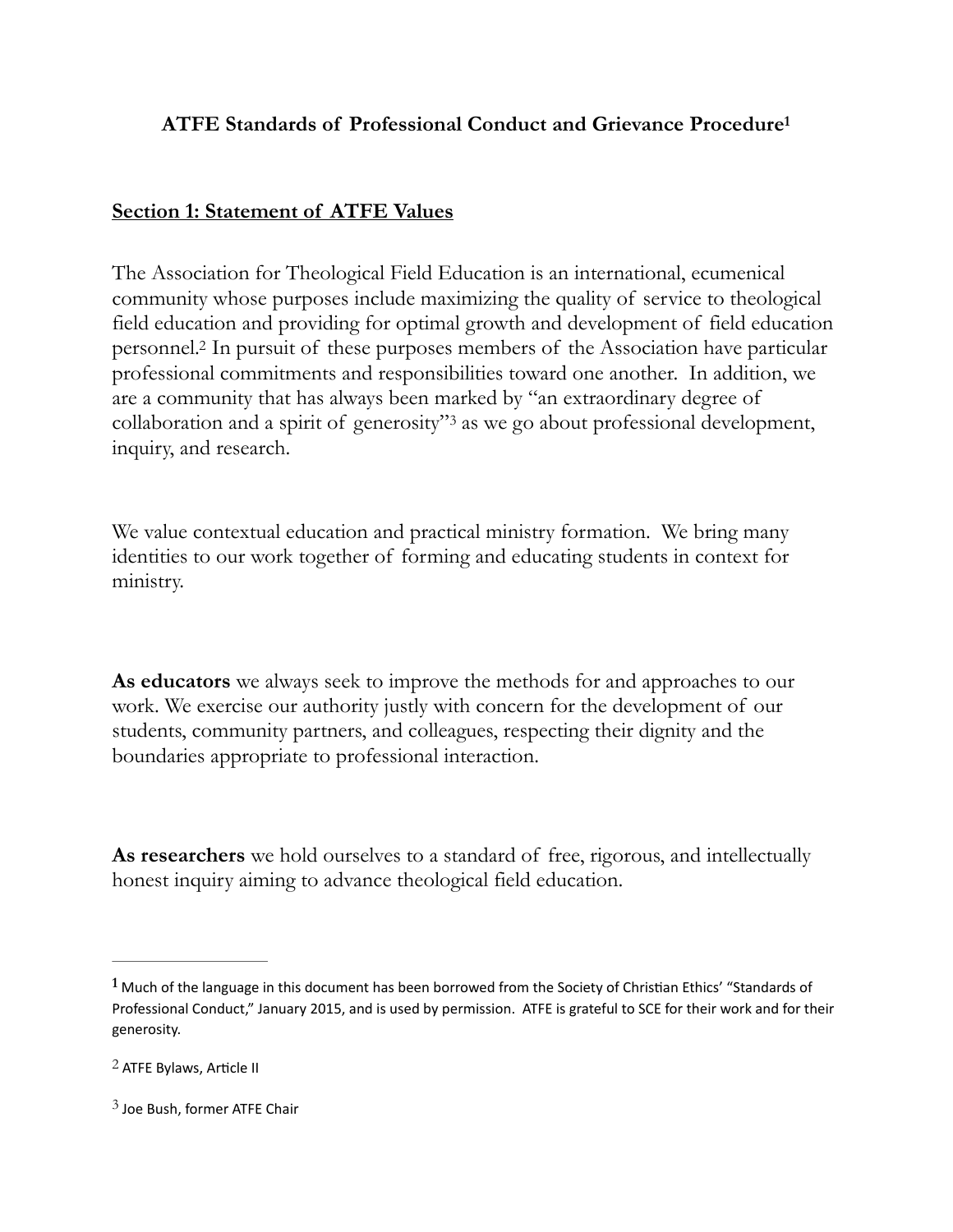**ATFE Standards of Professional Conduct and Grievance Procedure**[1]

**Section 1: Statement of ATFE Values**

The Association for Theological Field Education is an international, ecumenical community whose purposes include maximizing the quality of service to theological field education and providing for optimal growth and development of field education personnel.[2] In pursuit of these purposes members of the Association have particular professional commitments and responsibilities toward one another. In addition, we are a community that has always been marked by "an extraordinary degree of collaboration and a spirit of generosity"[3] as we go about professional development, inquiry, and research.

We value contextual education and practical ministry formation. We bring many identities to our work together of forming and educating students in context for ministry.

**As educators** we always seek to improve the methods for and approaches to our work. We exercise our authority justly with concern for the development of our students, community partners, and colleagues, respecting their dignity and the boundaries appropriate to professional interaction.

**As researchers** we hold ourselves to a standard of free, rigorous, and intellectually honest inquiry aiming to advance theological field education.

---

[1] Much of the language in this document has been borrowed from the Society of Christian Ethics' "Standards of Professional Conduct," January 2015, and is used by permission. ATFE is grateful to SCE for their work and for their generosity.

[2] ATFE Bylaws, Article II

[3] Joe Bush, former ATFE Chair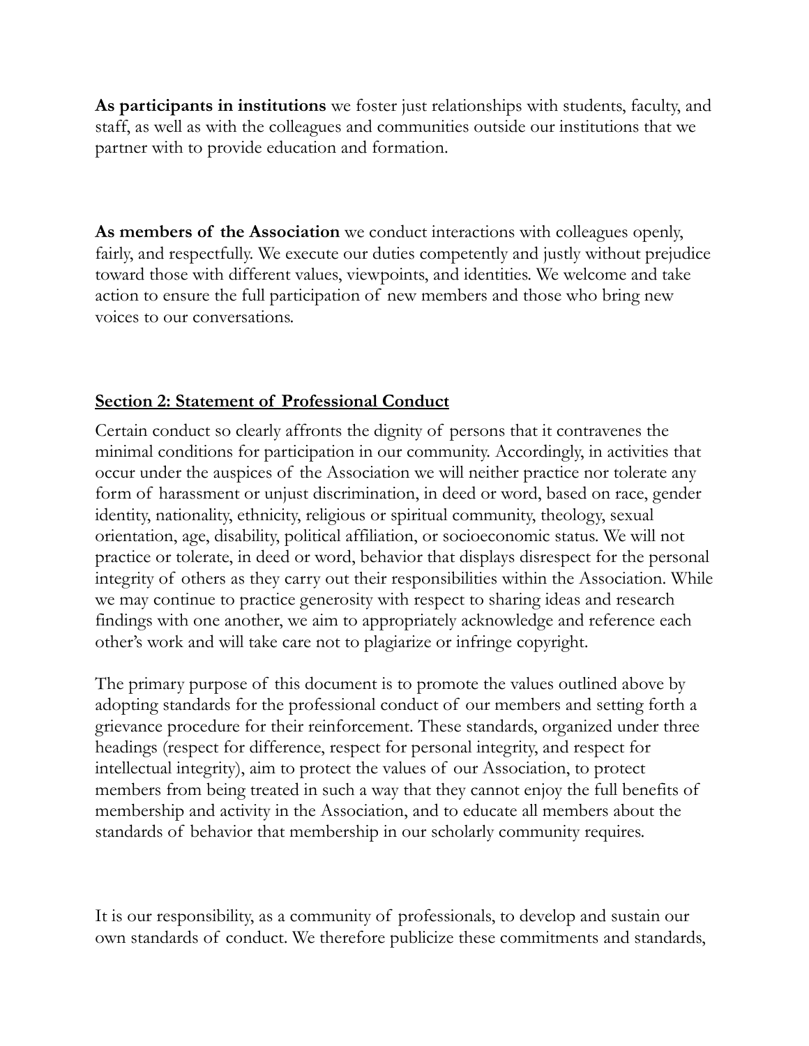**As participants in institutions** we foster just relationships with students, faculty, and staff, as well as with the colleagues and communities outside our institutions that we partner with to provide education and formation.

**As members of the Association** we conduct interactions with colleagues openly, fairly, and respectfully. We execute our duties competently and justly without prejudice toward those with different values, viewpoints, and identities. We welcome and take action to ensure the full participation of new members and those who bring new voices to our conversations.

## Section 2: Statement of Professional Conduct

Certain conduct so clearly affronts the dignity of persons that it contravenes the minimal conditions for participation in our community. Accordingly, in activities that occur under the auspices of the Association we will neither practice nor tolerate any form of harassment or unjust discrimination, in deed or word, based on race, gender identity, nationality, ethnicity, religious or spiritual community, theology, sexual orientation, age, disability, political affiliation, or socioeconomic status. We will not practice or tolerate, in deed or word, behavior that displays disrespect for the personal integrity of others as they carry out their responsibilities within the Association. While we may continue to practice generosity with respect to sharing ideas and research findings with one another, we aim to appropriately acknowledge and reference each other's work and will take care not to plagiarize or infringe copyright.

The primary purpose of this document is to promote the values outlined above by adopting standards for the professional conduct of our members and setting forth a grievance procedure for their reinforcement. These standards, organized under three headings (respect for difference, respect for personal integrity, and respect for intellectual integrity), aim to protect the values of our Association, to protect members from being treated in such a way that they cannot enjoy the full benefits of membership and activity in the Association, and to educate all members about the standards of behavior that membership in our scholarly community requires.

It is our responsibility, as a community of professionals, to develop and sustain our own standards of conduct. We therefore publicize these commitments and standards,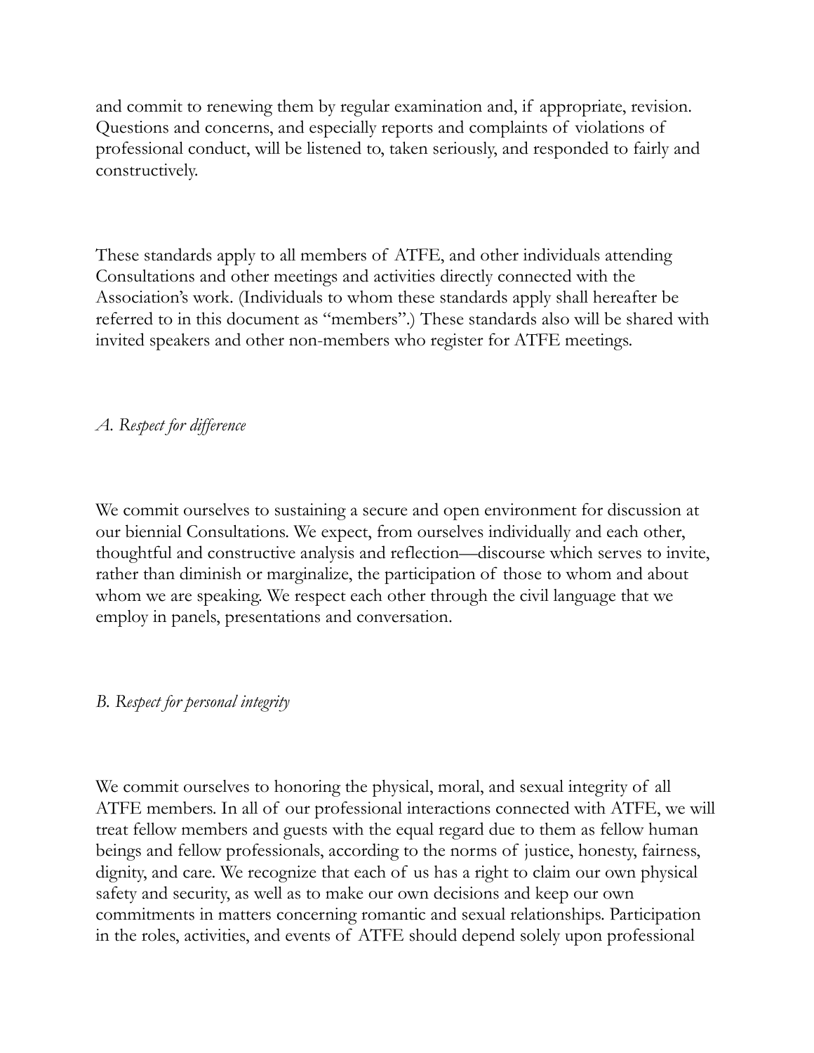and commit to renewing them by regular examination and, if appropriate, revision. Questions and concerns, and especially reports and complaints of violations of professional conduct, will be listened to, taken seriously, and responded to fairly and constructively.

These standards apply to all members of ATFE, and other individuals attending Consultations and other meetings and activities directly connected with the Association's work. (Individuals to whom these standards apply shall hereafter be referred to in this document as "members".) These standards also will be shared with invited speakers and other non-members who register for ATFE meetings.

*A. Respect for difference*

We commit ourselves to sustaining a secure and open environment for discussion at our biennial Consultations. We expect, from ourselves individually and each other, thoughtful and constructive analysis and reflection—discourse which serves to invite, rather than diminish or marginalize, the participation of those to whom and about whom we are speaking. We respect each other through the civil language that we employ in panels, presentations and conversation.

*B. Respect for personal integrity*

We commit ourselves to honoring the physical, moral, and sexual integrity of all ATFE members. In all of our professional interactions connected with ATFE, we will treat fellow members and guests with the equal regard due to them as fellow human beings and fellow professionals, according to the norms of justice, honesty, fairness, dignity, and care. We recognize that each of us has a right to claim our own physical safety and security, as well as to make our own decisions and keep our own commitments in matters concerning romantic and sexual relationships. Participation in the roles, activities, and events of ATFE should depend solely upon professional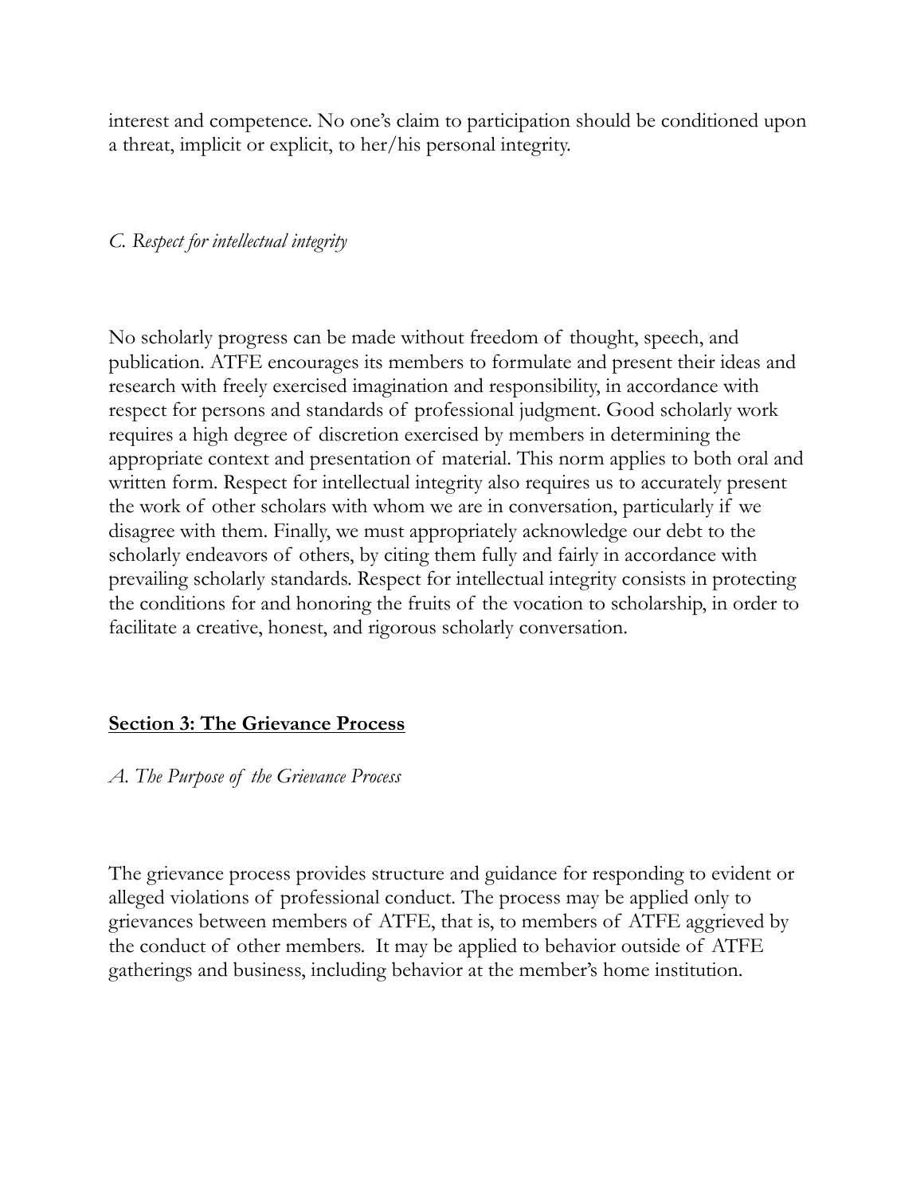interest and competence. No one's claim to participation should be conditioned upon a threat, implicit or explicit, to her/his personal integrity.

*C. Respect for intellectual integrity*

No scholarly progress can be made without freedom of thought, speech, and publication. ATFE encourages its members to formulate and present their ideas and research with freely exercised imagination and responsibility, in accordance with respect for persons and standards of professional judgment. Good scholarly work requires a high degree of discretion exercised by members in determining the appropriate context and presentation of material. This norm applies to both oral and written form. Respect for intellectual integrity also requires us to accurately present the work of other scholars with whom we are in conversation, particularly if we disagree with them. Finally, we must appropriately acknowledge our debt to the scholarly endeavors of others, by citing them fully and fairly in accordance with prevailing scholarly standards. Respect for intellectual integrity consists in protecting the conditions for and honoring the fruits of the vocation to scholarship, in order to facilitate a creative, honest, and rigorous scholarly conversation.

## Section 3: The Grievance Process

*A. The Purpose of the Grievance Process*

The grievance process provides structure and guidance for responding to evident or alleged violations of professional conduct. The process may be applied only to grievances between members of ATFE, that is, to members of ATFE aggrieved by the conduct of other members. It may be applied to behavior outside of ATFE gatherings and business, including behavior at the member's home institution.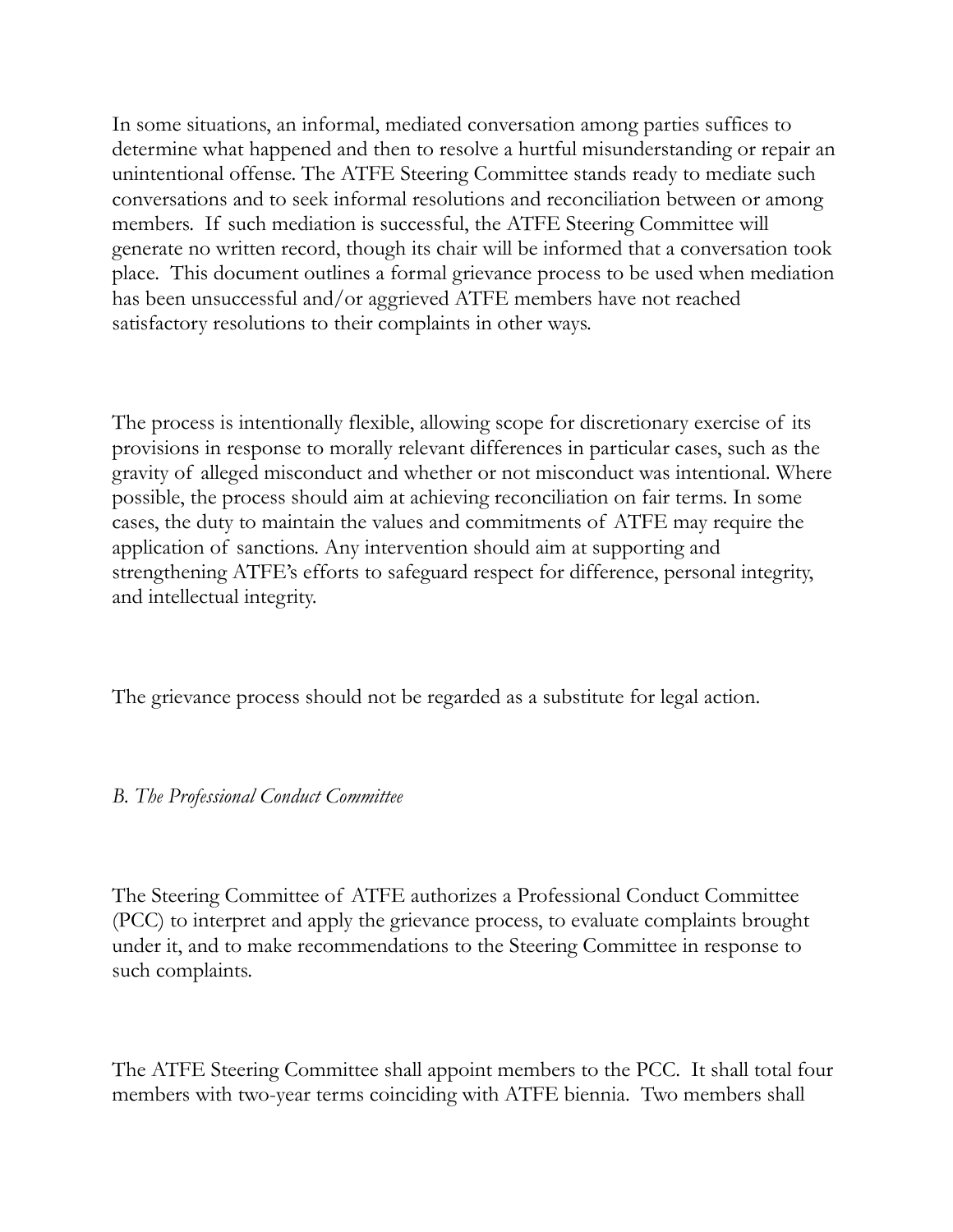In some situations, an informal, mediated conversation among parties suffices to determine what happened and then to resolve a hurtful misunderstanding or repair an unintentional offense. The ATFE Steering Committee stands ready to mediate such conversations and to seek informal resolutions and reconciliation between or among members. If such mediation is successful, the ATFE Steering Committee will generate no written record, though its chair will be informed that a conversation took place. This document outlines a formal grievance process to be used when mediation has been unsuccessful and/or aggrieved ATFE members have not reached satisfactory resolutions to their complaints in other ways.

The process is intentionally flexible, allowing scope for discretionary exercise of its provisions in response to morally relevant differences in particular cases, such as the gravity of alleged misconduct and whether or not misconduct was intentional. Where possible, the process should aim at achieving reconciliation on fair terms. In some cases, the duty to maintain the values and commitments of ATFE may require the application of sanctions. Any intervention should aim at supporting and strengthening ATFE's efforts to safeguard respect for difference, personal integrity, and intellectual integrity.

The grievance process should not be regarded as a substitute for legal action.

*B. The Professional Conduct Committee*

The Steering Committee of ATFE authorizes a Professional Conduct Committee (PCC) to interpret and apply the grievance process, to evaluate complaints brought under it, and to make recommendations to the Steering Committee in response to such complaints.

The ATFE Steering Committee shall appoint members to the PCC. It shall total four members with two-year terms coinciding with ATFE biennia. Two members shall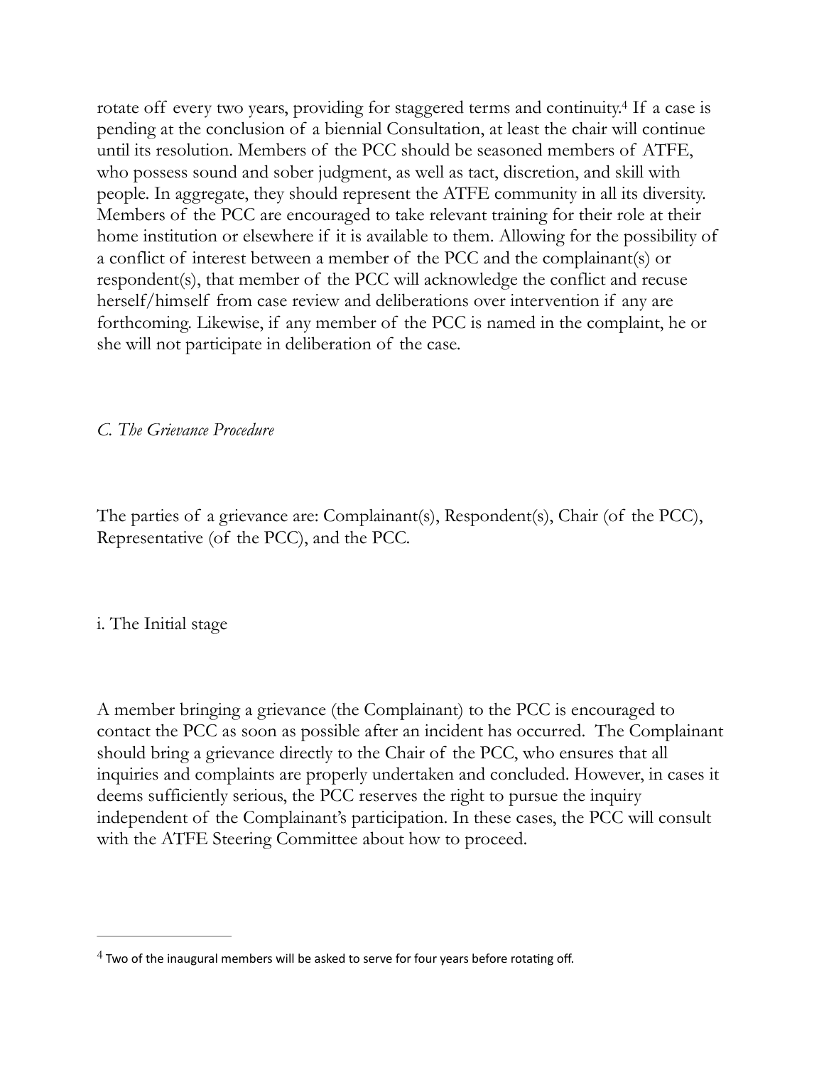rotate off every two years, providing for staggered terms and continuity.[4] If a case is pending at the conclusion of a biennial Consultation, at least the chair will continue until its resolution. Members of the PCC should be seasoned members of ATFE, who possess sound and sober judgment, as well as tact, discretion, and skill with people. In aggregate, they should represent the ATFE community in all its diversity. Members of the PCC are encouraged to take relevant training for their role at their home institution or elsewhere if it is available to them. Allowing for the possibility of a conflict of interest between a member of the PCC and the complainant(s) or respondent(s), that member of the PCC will acknowledge the conflict and recuse herself/himself from case review and deliberations over intervention if any are forthcoming. Likewise, if any member of the PCC is named in the complaint, he or she will not participate in deliberation of the case.

*C. The Grievance Procedure*

The parties of a grievance are: Complainant(s), Respondent(s), Chair (of the PCC), Representative (of the PCC), and the PCC.

i. The Initial stage

A member bringing a grievance (the Complainant) to the PCC is encouraged to contact the PCC as soon as possible after an incident has occurred. The Complainant should bring a grievance directly to the Chair of the PCC, who ensures that all inquiries and complaints are properly undertaken and concluded. However, in cases it deems sufficiently serious, the PCC reserves the right to pursue the inquiry independent of the Complainant's participation. In these cases, the PCC will consult with the ATFE Steering Committee about how to proceed.

---

[4] Two of the inaugural members will be asked to serve for four years before rotating off.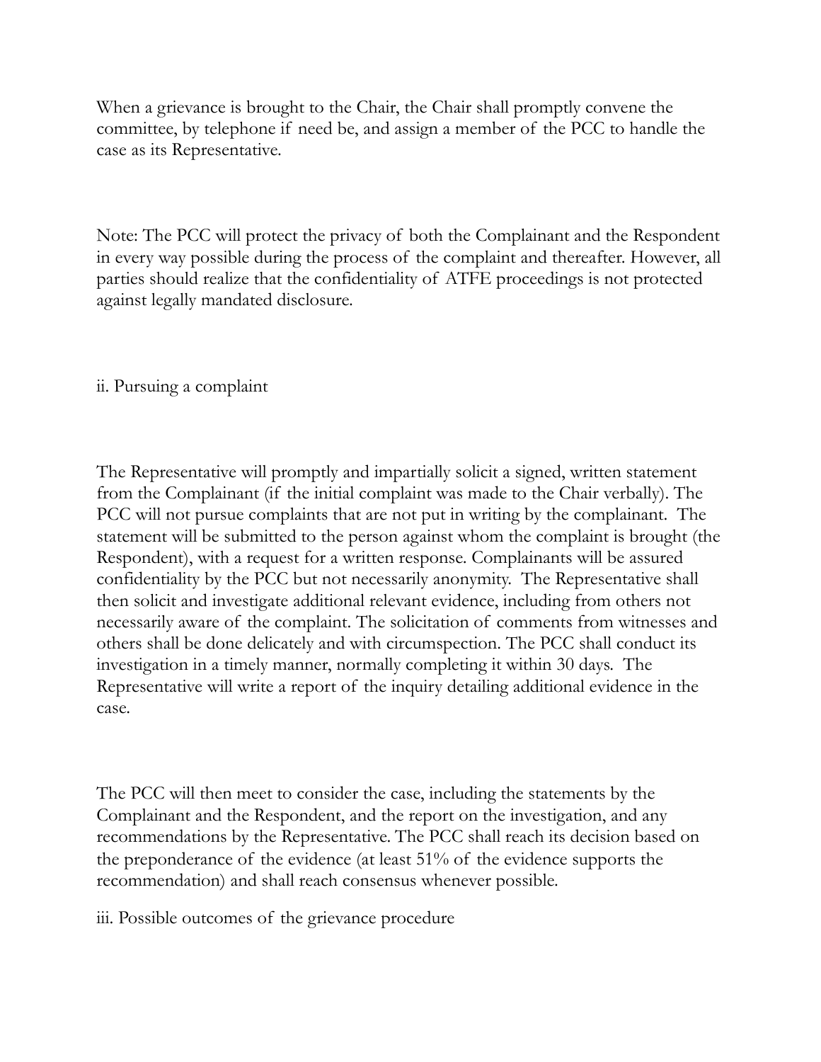When a grievance is brought to the Chair, the Chair shall promptly convene the committee, by telephone if need be, and assign a member of the PCC to handle the case as its Representative.

Note: The PCC will protect the privacy of both the Complainant and the Respondent in every way possible during the process of the complaint and thereafter. However, all parties should realize that the confidentiality of ATFE proceedings is not protected against legally mandated disclosure.

ii. Pursuing a complaint

The Representative will promptly and impartially solicit a signed, written statement from the Complainant (if the initial complaint was made to the Chair verbally). The PCC will not pursue complaints that are not put in writing by the complainant. The statement will be submitted to the person against whom the complaint is brought (the Respondent), with a request for a written response. Complainants will be assured confidentiality by the PCC but not necessarily anonymity. The Representative shall then solicit and investigate additional relevant evidence, including from others not necessarily aware of the complaint. The solicitation of comments from witnesses and others shall be done delicately and with circumspection. The PCC shall conduct its investigation in a timely manner, normally completing it within 30 days. The Representative will write a report of the inquiry detailing additional evidence in the case.

The PCC will then meet to consider the case, including the statements by the Complainant and the Respondent, and the report on the investigation, and any recommendations by the Representative. The PCC shall reach its decision based on the preponderance of the evidence (at least 51% of the evidence supports the recommendation) and shall reach consensus whenever possible.

iii. Possible outcomes of the grievance procedure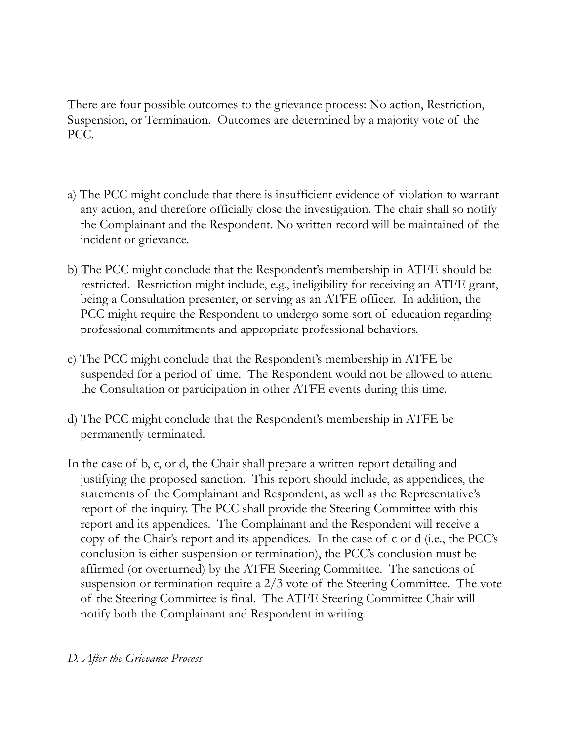There are four possible outcomes to the grievance process: No action, Restriction, Suspension, or Termination. Outcomes are determined by a majority vote of the PCC.

a) The PCC might conclude that there is insufficient evidence of violation to warrant any action, and therefore officially close the investigation. The chair shall so notify the Complainant and the Respondent. No written record will be maintained of the incident or grievance.

b) The PCC might conclude that the Respondent's membership in ATFE should be restricted. Restriction might include, e.g., ineligibility for receiving an ATFE grant, being a Consultation presenter, or serving as an ATFE officer. In addition, the PCC might require the Respondent to undergo some sort of education regarding professional commitments and appropriate professional behaviors.

c) The PCC might conclude that the Respondent's membership in ATFE be suspended for a period of time. The Respondent would not be allowed to attend the Consultation or participation in other ATFE events during this time.

d) The PCC might conclude that the Respondent's membership in ATFE be permanently terminated.

In the case of b, c, or d, the Chair shall prepare a written report detailing and justifying the proposed sanction. This report should include, as appendices, the statements of the Complainant and Respondent, as well as the Representative's report of the inquiry. The PCC shall provide the Steering Committee with this report and its appendices. The Complainant and the Respondent will receive a copy of the Chair's report and its appendices. In the case of c or d (i.e., the PCC's conclusion is either suspension or termination), the PCC's conclusion must be affirmed (or overturned) by the ATFE Steering Committee. The sanctions of suspension or termination require a 2/3 vote of the Steering Committee. The vote of the Steering Committee is final. The ATFE Steering Committee Chair will notify both the Complainant and Respondent in writing.

*D. After the Grievance Process*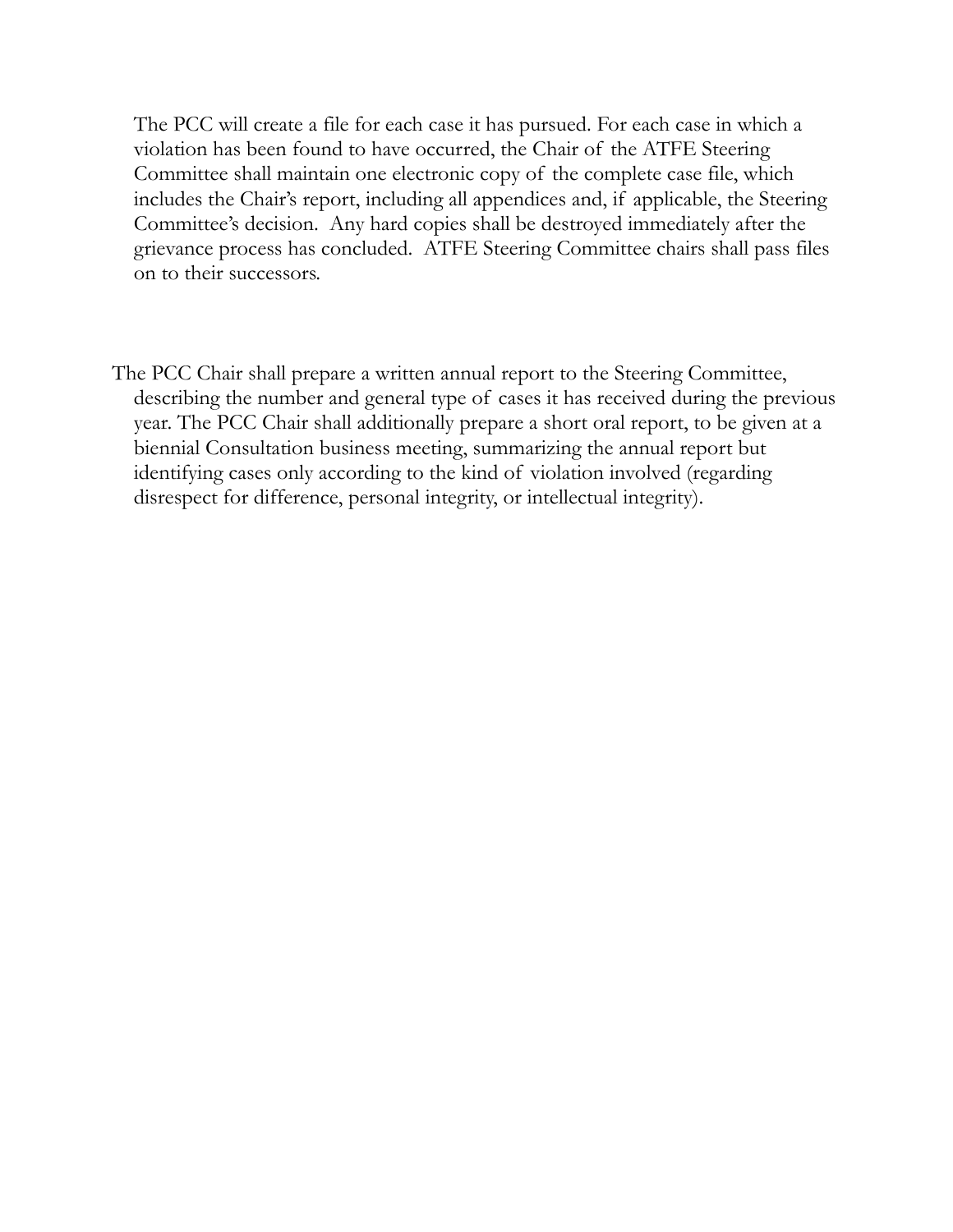The PCC will create a file for each case it has pursued. For each case in which a violation has been found to have occurred, the Chair of the ATFE Steering Committee shall maintain one electronic copy of the complete case file, which includes the Chair's report, including all appendices and, if applicable, the Steering Committee's decision. Any hard copies shall be destroyed immediately after the grievance process has concluded. ATFE Steering Committee chairs shall pass files on to their successors.

The PCC Chair shall prepare a written annual report to the Steering Committee, describing the number and general type of cases it has received during the previous year. The PCC Chair shall additionally prepare a short oral report, to be given at a biennial Consultation business meeting, summarizing the annual report but identifying cases only according to the kind of violation involved (regarding disrespect for difference, personal integrity, or intellectual integrity).